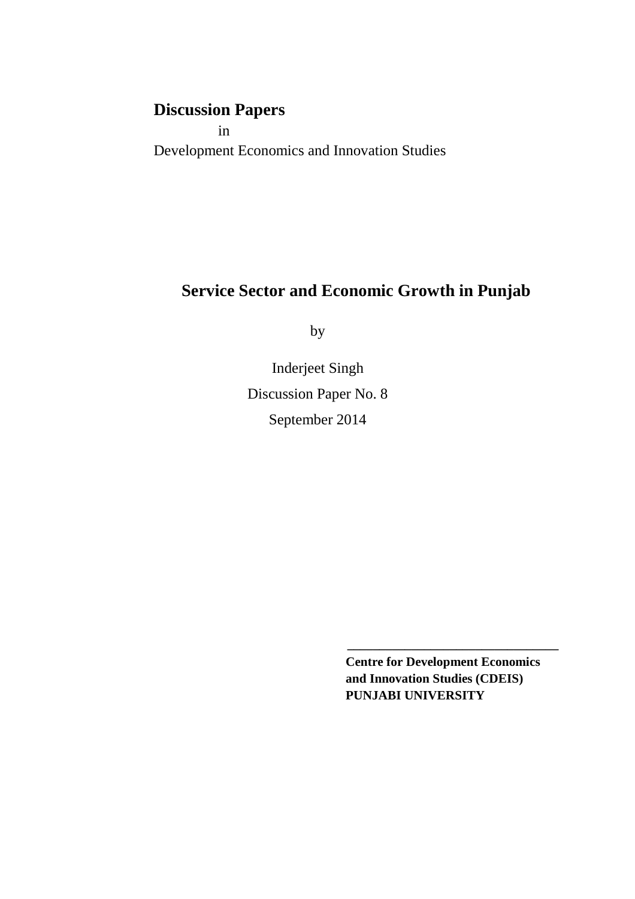**Discussion Papers**

in

Development Economics and Innovation Studies

# Service Sector and Economic Growth in Punjab

by

Inderjeet Singh

Discussion Paper No. 8

September 2014

---

**Centre for Development Economics and Innovation Studies (CDEIS)**
**PUNJABI UNIVERSITY**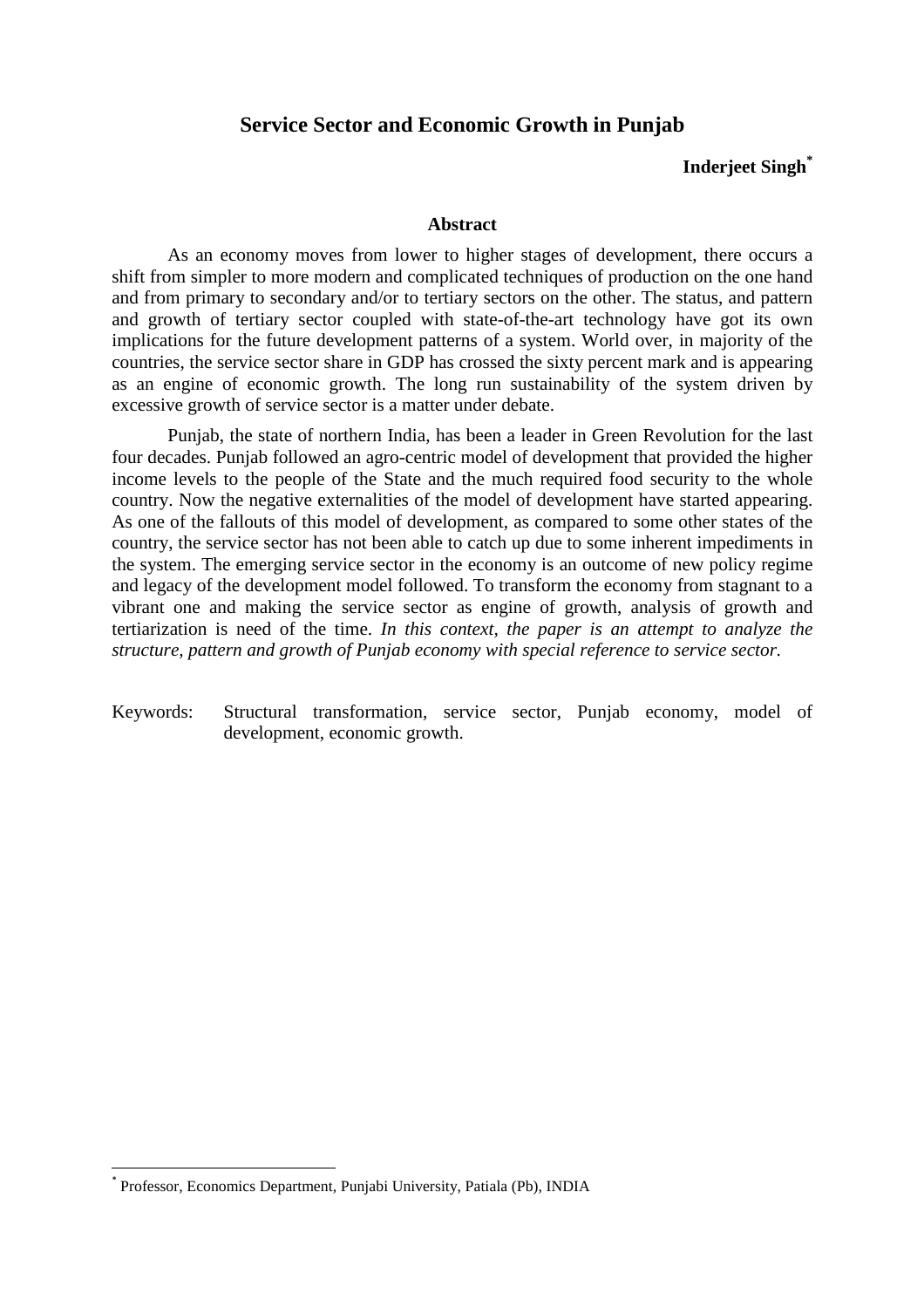# Service Sector and Economic Growth in Punjab

**Inderjeet Singh***

### Abstract

As an economy moves from lower to higher stages of development, there occurs a shift from simpler to more modern and complicated techniques of production on the one hand and from primary to secondary and/or to tertiary sectors on the other. The status, and pattern and growth of tertiary sector coupled with state-of-the-art technology have got its own implications for the future development patterns of a system. World over, in majority of the countries, the service sector share in GDP has crossed the sixty percent mark and is appearing as an engine of economic growth. The long run sustainability of the system driven by excessive growth of service sector is a matter under debate.

Punjab, the state of northern India, has been a leader in Green Revolution for the last four decades. Punjab followed an agro-centric model of development that provided the higher income levels to the people of the State and the much required food security to the whole country. Now the negative externalities of the model of development have started appearing. As one of the fallouts of this model of development, as compared to some other states of the country, the service sector has not been able to catch up due to some inherent impediments in the system. The emerging service sector in the economy is an outcome of new policy regime and legacy of the development model followed. To transform the economy from stagnant to a vibrant one and making the service sector as engine of growth, analysis of growth and tertiarization is need of the time. *In this context, the paper is an attempt to analyze the structure, pattern and growth of Punjab economy with special reference to service sector.*

Keywords: Structural transformation, service sector, Punjab economy, model of development, economic growth.

---

* Professor, Economics Department, Punjabi University, Patiala (Pb), INDIA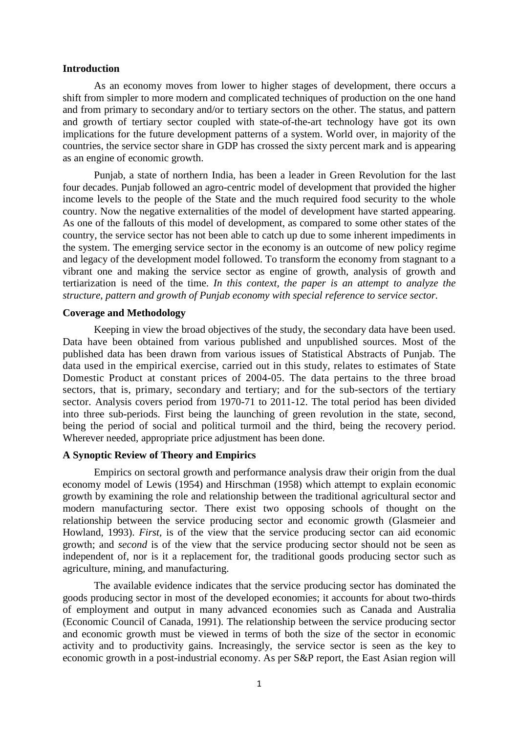## Introduction

As an economy moves from lower to higher stages of development, there occurs a shift from simpler to more modern and complicated techniques of production on the one hand and from primary to secondary and/or to tertiary sectors on the other. The status, and pattern and growth of tertiary sector coupled with state-of-the-art technology have got its own implications for the future development patterns of a system. World over, in majority of the countries, the service sector share in GDP has crossed the sixty percent mark and is appearing as an engine of economic growth.

Punjab, a state of northern India, has been a leader in Green Revolution for the last four decades. Punjab followed an agro-centric model of development that provided the higher income levels to the people of the State and the much required food security to the whole country. Now the negative externalities of the model of development have started appearing. As one of the fallouts of this model of development, as compared to some other states of the country, the service sector has not been able to catch up due to some inherent impediments in the system. The emerging service sector in the economy is an outcome of new policy regime and legacy of the development model followed. To transform the economy from stagnant to a vibrant one and making the service sector as engine of growth, analysis of growth and tertiarization is need of the time. *In this context, the paper is an attempt to analyze the structure, pattern and growth of Punjab economy with special reference to service sector.*

## Coverage and Methodology

Keeping in view the broad objectives of the study, the secondary data have been used. Data have been obtained from various published and unpublished sources. Most of the published data has been drawn from various issues of Statistical Abstracts of Punjab. The data used in the empirical exercise, carried out in this study, relates to estimates of State Domestic Product at constant prices of 2004-05. The data pertains to the three broad sectors, that is, primary, secondary and tertiary; and for the sub-sectors of the tertiary sector. Analysis covers period from 1970-71 to 2011-12. The total period has been divided into three sub-periods. First being the launching of green revolution in the state, second, being the period of social and political turmoil and the third, being the recovery period. Wherever needed, appropriate price adjustment has been done.

## A Synoptic Review of Theory and Empirics

Empirics on sectoral growth and performance analysis draw their origin from the dual economy model of Lewis (1954) and Hirschman (1958) which attempt to explain economic growth by examining the role and relationship between the traditional agricultural sector and modern manufacturing sector. There exist two opposing schools of thought on the relationship between the service producing sector and economic growth (Glasmeier and Howland, 1993). *First,* is of the view that the service producing sector can aid economic growth; and *second* is of the view that the service producing sector should not be seen as independent of, nor is it a replacement for, the traditional goods producing sector such as agriculture, mining, and manufacturing.

The available evidence indicates that the service producing sector has dominated the goods producing sector in most of the developed economies; it accounts for about two-thirds of employment and output in many advanced economies such as Canada and Australia (Economic Council of Canada, 1991). The relationship between the service producing sector and economic growth must be viewed in terms of both the size of the sector in economic activity and to productivity gains. Increasingly, the service sector is seen as the key to economic growth in a post-industrial economy. As per S&P report, the East Asian region will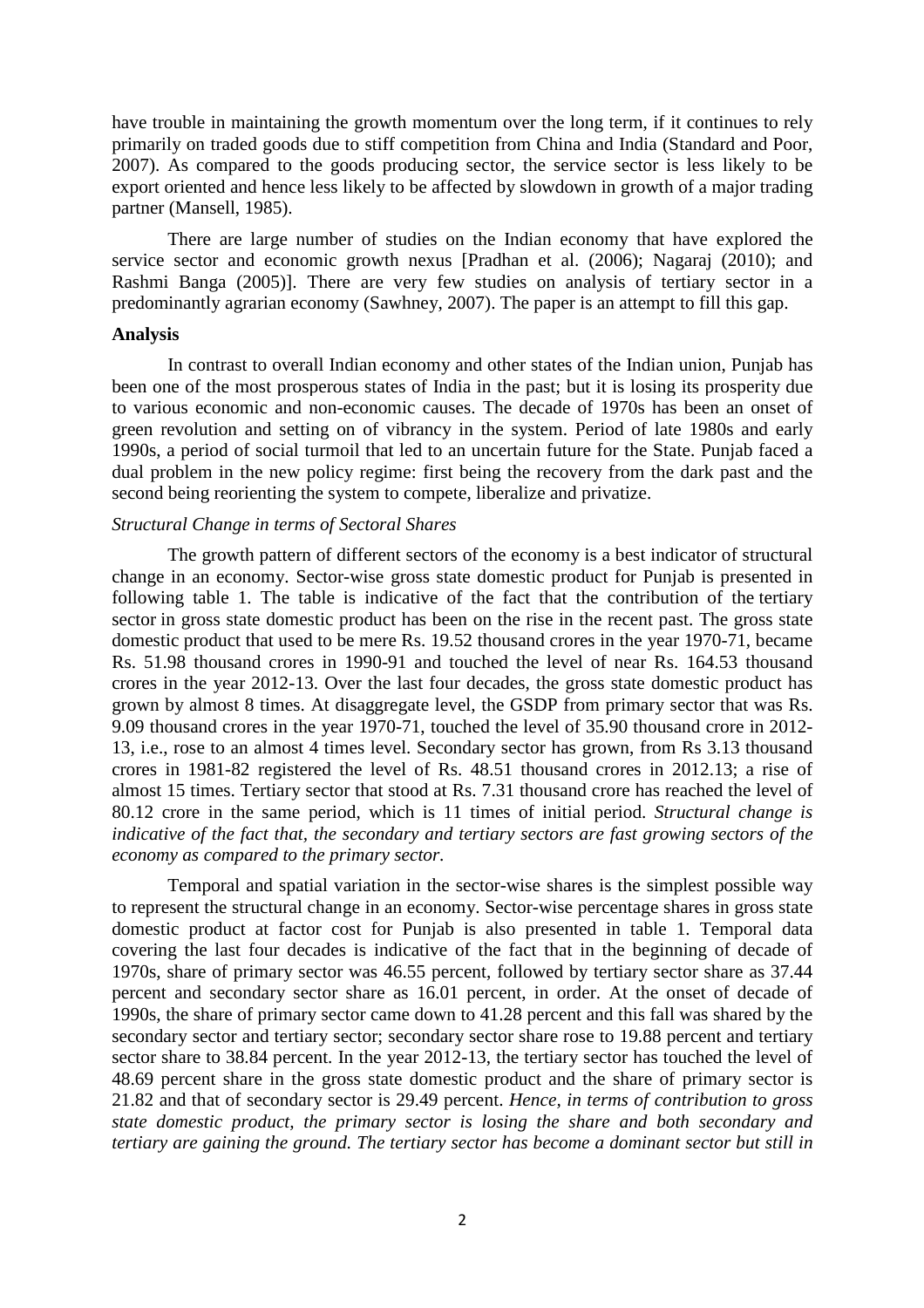have trouble in maintaining the growth momentum over the long term, if it continues to rely primarily on traded goods due to stiff competition from China and India (Standard and Poor, 2007). As compared to the goods producing sector, the service sector is less likely to be export oriented and hence less likely to be affected by slowdown in growth of a major trading partner (Mansell, 1985).

There are large number of studies on the Indian economy that have explored the service sector and economic growth nexus [Pradhan et al. (2006); Nagaraj (2010); and Rashmi Banga (2005)]. There are very few studies on analysis of tertiary sector in a predominantly agrarian economy (Sawhney, 2007). The paper is an attempt to fill this gap.

**Analysis**

In contrast to overall Indian economy and other states of the Indian union, Punjab has been one of the most prosperous states of India in the past; but it is losing its prosperity due to various economic and non-economic causes. The decade of 1970s has been an onset of green revolution and setting on of vibrancy in the system. Period of late 1980s and early 1990s, a period of social turmoil that led to an uncertain future for the State. Punjab faced a dual problem in the new policy regime: first being the recovery from the dark past and the second being reorienting the system to compete, liberalize and privatize.

*Structural Change in terms of Sectoral Shares*

The growth pattern of different sectors of the economy is a best indicator of structural change in an economy. Sector-wise gross state domestic product for Punjab is presented in following table 1. The table is indicative of the fact that the contribution of the tertiary sector in gross state domestic product has been on the rise in the recent past. The gross state domestic product that used to be mere Rs. 19.52 thousand crores in the year 1970-71, became Rs. 51.98 thousand crores in 1990-91 and touched the level of near Rs. 164.53 thousand crores in the year 2012-13. Over the last four decades, the gross state domestic product has grown by almost 8 times. At disaggregate level, the GSDP from primary sector that was Rs. 9.09 thousand crores in the year 1970-71, touched the level of 35.90 thousand crore in 2012-13, i.e., rose to an almost 4 times level. Secondary sector has grown, from Rs 3.13 thousand crores in 1981-82 registered the level of Rs. 48.51 thousand crores in 2012.13; a rise of almost 15 times. Tertiary sector that stood at Rs. 7.31 thousand crore has reached the level of 80.12 crore in the same period, which is 11 times of initial period. *Structural change is indicative of the fact that, the secondary and tertiary sectors are fast growing sectors of the economy as compared to the primary sector.*

Temporal and spatial variation in the sector-wise shares is the simplest possible way to represent the structural change in an economy. Sector-wise percentage shares in gross state domestic product at factor cost for Punjab is also presented in table 1. Temporal data covering the last four decades is indicative of the fact that in the beginning of decade of 1970s, share of primary sector was 46.55 percent, followed by tertiary sector share as 37.44 percent and secondary sector share as 16.01 percent, in order. At the onset of decade of 1990s, the share of primary sector came down to 41.28 percent and this fall was shared by the secondary sector and tertiary sector; secondary sector share rose to 19.88 percent and tertiary sector share to 38.84 percent. In the year 2012-13, the tertiary sector has touched the level of 48.69 percent share in the gross state domestic product and the share of primary sector is 21.82 and that of secondary sector is 29.49 percent. *Hence, in terms of contribution to gross state domestic product, the primary sector is losing the share and both secondary and tertiary are gaining the ground. The tertiary sector has become a dominant sector but still in*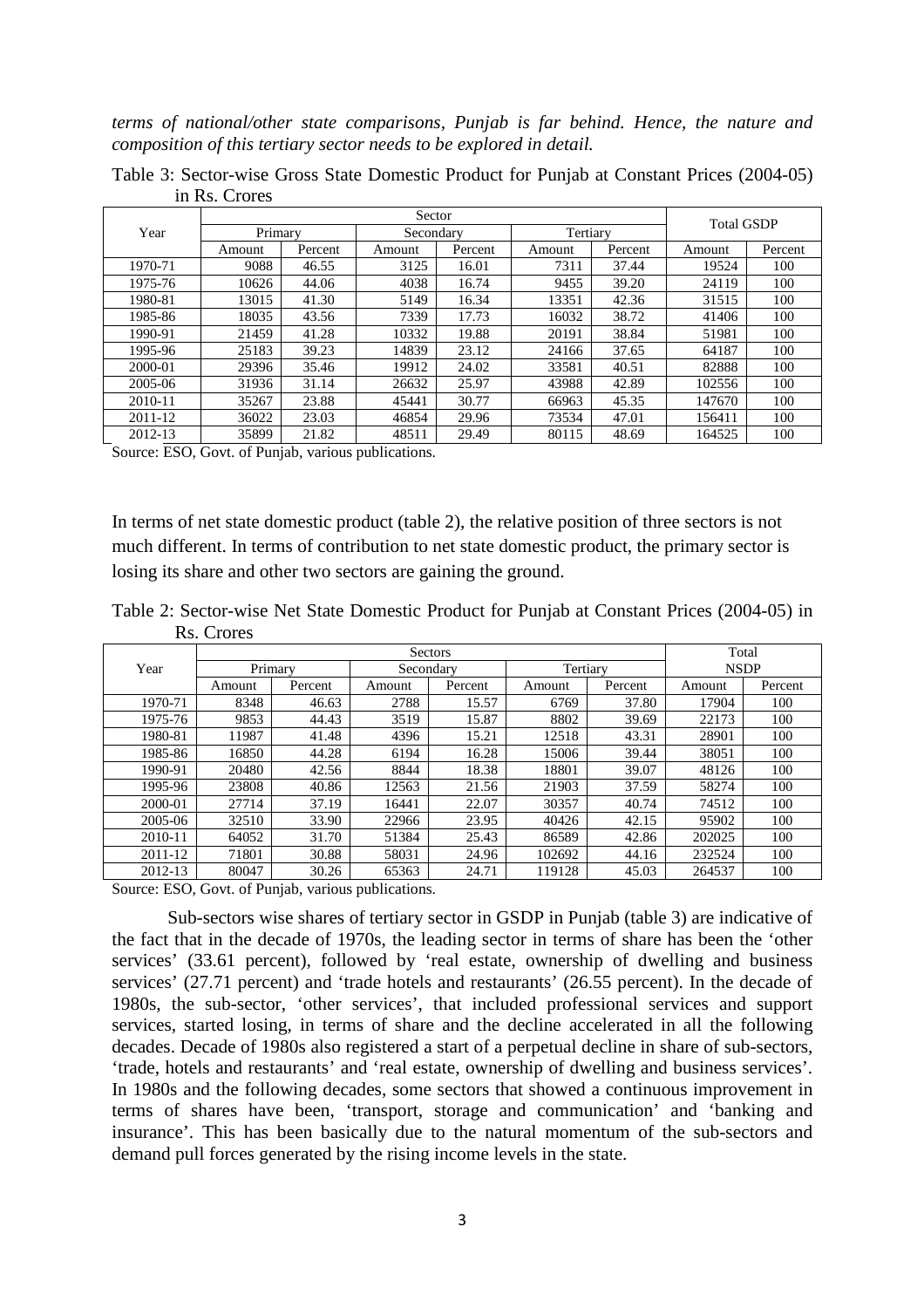*terms of national/other state comparisons, Punjab is far behind. Hence, the nature and composition of this tertiary sector needs to be explored in detail.*

Table 3: Sector-wise Gross State Domestic Product for Punjab at Constant Prices (2004-05) in Rs. Crores

| Year | Sector | | | | | | Total GSDP | |
|---|---|---|---|---|---|---|---|---|
| | Primary | | Secondary | | Tertiary | | | |
| | Amount | Percent | Amount | Percent | Amount | Percent | Amount | Percent |
| 1970-71 | 9088 | 46.55 | 3125 | 16.01 | 7311 | 37.44 | 19524 | 100 |
| 1975-76 | 10626 | 44.06 | 4038 | 16.74 | 9455 | 39.20 | 24119 | 100 |
| 1980-81 | 13015 | 41.30 | 5149 | 16.34 | 13351 | 42.36 | 31515 | 100 |
| 1985-86 | 18035 | 43.56 | 7339 | 17.73 | 16032 | 38.72 | 41406 | 100 |
| 1990-91 | 21459 | 41.28 | 10332 | 19.88 | 20191 | 38.84 | 51981 | 100 |
| 1995-96 | 25183 | 39.23 | 14839 | 23.12 | 24166 | 37.65 | 64187 | 100 |
| 2000-01 | 29396 | 35.46 | 19912 | 24.02 | 33581 | 40.51 | 82888 | 100 |
| 2005-06 | 31936 | 31.14 | 26632 | 25.97 | 43988 | 42.89 | 102556 | 100 |
| 2010-11 | 35267 | 23.88 | 45441 | 30.77 | 66963 | 45.35 | 147670 | 100 |
| 2011-12 | 36022 | 23.03 | 46854 | 29.96 | 73534 | 47.01 | 156411 | 100 |
| 2012-13 | 35899 | 21.82 | 48511 | 29.49 | 80115 | 48.69 | 164525 | 100 |

Source: ESO, Govt. of Punjab, various publications.

In terms of net state domestic product (table 2), the relative position of three sectors is not much different. In terms of contribution to net state domestic product, the primary sector is losing its share and other two sectors are gaining the ground.

Table 2: Sector-wise Net State Domestic Product for Punjab at Constant Prices (2004-05) in Rs. Crores

| Year | Sectors | | | | | | Total NSDP | |
|---|---|---|---|---|---|---|---|---|
| | Primary | | Secondary | | Tertiary | | | |
| | Amount | Percent | Amount | Percent | Amount | Percent | Amount | Percent |
| 1970-71 | 8348 | 46.63 | 2788 | 15.57 | 6769 | 37.80 | 17904 | 100 |
| 1975-76 | 9853 | 44.43 | 3519 | 15.87 | 8802 | 39.69 | 22173 | 100 |
| 1980-81 | 11987 | 41.48 | 4396 | 15.21 | 12518 | 43.31 | 28901 | 100 |
| 1985-86 | 16850 | 44.28 | 6194 | 16.28 | 15006 | 39.44 | 38051 | 100 |
| 1990-91 | 20480 | 42.56 | 8844 | 18.38 | 18801 | 39.07 | 48126 | 100 |
| 1995-96 | 23808 | 40.86 | 12563 | 21.56 | 21903 | 37.59 | 58274 | 100 |
| 2000-01 | 27714 | 37.19 | 16441 | 22.07 | 30357 | 40.74 | 74512 | 100 |
| 2005-06 | 32510 | 33.90 | 22966 | 23.95 | 40426 | 42.15 | 95902 | 100 |
| 2010-11 | 64052 | 31.70 | 51384 | 25.43 | 86589 | 42.86 | 202025 | 100 |
| 2011-12 | 71801 | 30.88 | 58031 | 24.96 | 102692 | 44.16 | 232524 | 100 |
| 2012-13 | 80047 | 30.26 | 65363 | 24.71 | 119128 | 45.03 | 264537 | 100 |

Source: ESO, Govt. of Punjab, various publications.

Sub-sectors wise shares of tertiary sector in GSDP in Punjab (table 3) are indicative of the fact that in the decade of 1970s, the leading sector in terms of share has been the 'other services' (33.61 percent), followed by 'real estate, ownership of dwelling and business services' (27.71 percent) and 'trade hotels and restaurants' (26.55 percent). In the decade of 1980s, the sub-sector, 'other services', that included professional services and support services, started losing, in terms of share and the decline accelerated in all the following decades. Decade of 1980s also registered a start of a perpetual decline in share of sub-sectors, 'trade, hotels and restaurants' and 'real estate, ownership of dwelling and business services'. In 1980s and the following decades, some sectors that showed a continuous improvement in terms of shares have been, 'transport, storage and communication' and 'banking and insurance'. This has been basically due to the natural momentum of the sub-sectors and demand pull forces generated by the rising income levels in the state.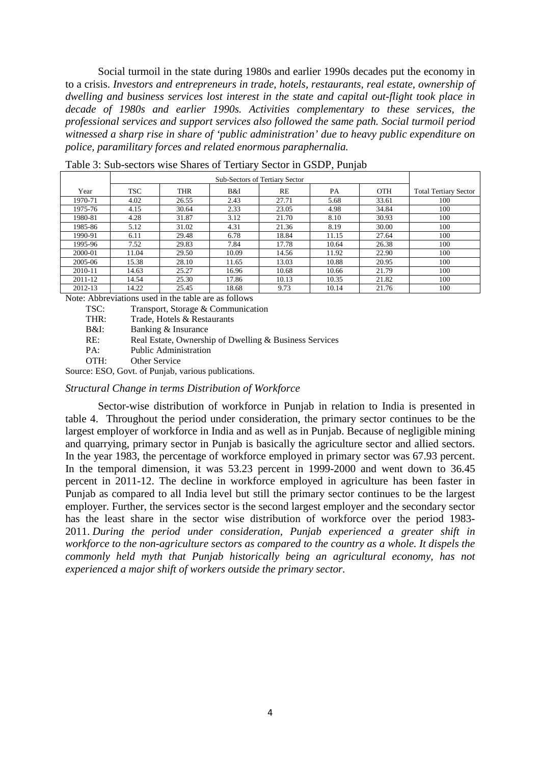Social turmoil in the state during 1980s and earlier 1990s decades put the economy in to a crisis. *Investors and entrepreneurs in trade, hotels, restaurants, real estate, ownership of dwelling and business services lost interest in the state and capital out-flight took place in decade of 1980s and earlier 1990s. Activities complementary to these services, the professional services and support services also followed the same path. Social turmoil period witnessed a sharp rise in share of 'public administration' due to heavy public expenditure on police, paramilitary forces and related enormous paraphernalia.*

Table 3: Sub-sectors wise Shares of Tertiary Sector in GSDP, Punjab

| | Sub-Sectors of Tertiary Sector | | | | | | |
|---|---|---|---|---|---|---|---|
| Year | TSC | THR | B&I | RE | PA | OTH | Total Tertiary Sector |
| 1970-71 | 4.02 | 26.55 | 2.43 | 27.71 | 5.68 | 33.61 | 100 |
| 1975-76 | 4.15 | 30.64 | 2.33 | 23.05 | 4.98 | 34.84 | 100 |
| 1980-81 | 4.28 | 31.87 | 3.12 | 21.70 | 8.10 | 30.93 | 100 |
| 1985-86 | 5.12 | 31.02 | 4.31 | 21.36 | 8.19 | 30.00 | 100 |
| 1990-91 | 6.11 | 29.48 | 6.78 | 18.84 | 11.15 | 27.64 | 100 |
| 1995-96 | 7.52 | 29.83 | 7.84 | 17.78 | 10.64 | 26.38 | 100 |
| 2000-01 | 11.04 | 29.50 | 10.09 | 14.56 | 11.92 | 22.90 | 100 |
| 2005-06 | 15.38 | 28.10 | 11.65 | 13.03 | 10.88 | 20.95 | 100 |
| 2010-11 | 14.63 | 25.27 | 16.96 | 10.68 | 10.66 | 21.79 | 100 |
| 2011-12 | 14.54 | 25.30 | 17.86 | 10.13 | 10.35 | 21.82 | 100 |
| 2012-13 | 14.22 | 25.45 | 18.68 | 9.73 | 10.14 | 21.76 | 100 |

Note: Abbreviations used in the table are as follows

- TSC: Transport, Storage & Communication
- THR: Trade, Hotels & Restaurants
- B&I: Banking & Insurance
- RE: Real Estate, Ownership of Dwelling & Business Services
- PA: Public Administration
- OTH: Other Service

Source: ESO, Govt. of Punjab, various publications.

*Structural Change in terms Distribution of Workforce*

Sector-wise distribution of workforce in Punjab in relation to India is presented in table 4. Throughout the period under consideration, the primary sector continues to be the largest employer of workforce in India and as well as in Punjab. Because of negligible mining and quarrying, primary sector in Punjab is basically the agriculture sector and allied sectors. In the year 1983, the percentage of workforce employed in primary sector was 67.93 percent. In the temporal dimension, it was 53.23 percent in 1999-2000 and went down to 36.45 percent in 2011-12. The decline in workforce employed in agriculture has been faster in Punjab as compared to all India level but still the primary sector continues to be the largest employer. Further, the services sector is the second largest employer and the secondary sector has the least share in the sector wise distribution of workforce over the period 1983-2011. *During the period under consideration, Punjab experienced a greater shift in workforce to the non-agriculture sectors as compared to the country as a whole. It dispels the commonly held myth that Punjab historically being an agricultural economy, has not experienced a major shift of workers outside the primary sector.*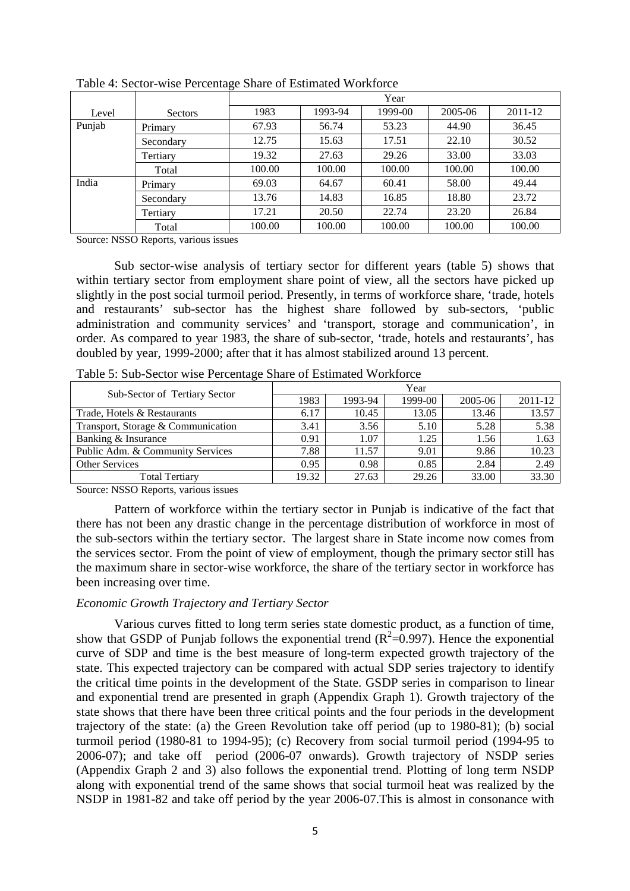Table 4: Sector-wise Percentage Share of Estimated Workforce

| Level | Sectors | Year | | | | |
|---|---|---|---|---|---|---|
| | | 1983 | 1993-94 | 1999-00 | 2005-06 | 2011-12 |
| Punjab | Primary | 67.93 | 56.74 | 53.23 | 44.90 | 36.45 |
| | Secondary | 12.75 | 15.63 | 17.51 | 22.10 | 30.52 |
| | Tertiary | 19.32 | 27.63 | 29.26 | 33.00 | 33.03 |
| | Total | 100.00 | 100.00 | 100.00 | 100.00 | 100.00 |
| India | Primary | 69.03 | 64.67 | 60.41 | 58.00 | 49.44 |
| | Secondary | 13.76 | 14.83 | 16.85 | 18.80 | 23.72 |
| | Tertiary | 17.21 | 20.50 | 22.74 | 23.20 | 26.84 |
| | Total | 100.00 | 100.00 | 100.00 | 100.00 | 100.00 |

Source: NSSO Reports, various issues

Sub sector-wise analysis of tertiary sector for different years (table 5) shows that within tertiary sector from employment share point of view, all the sectors have picked up slightly in the post social turmoil period. Presently, in terms of workforce share, 'trade, hotels and restaurants' sub-sector has the highest share followed by sub-sectors, 'public administration and community services' and 'transport, storage and communication', in order. As compared to year 1983, the share of sub-sector, 'trade, hotels and restaurants', has doubled by year, 1999-2000; after that it has almost stabilized around 13 percent.

Table 5: Sub-Sector wise Percentage Share of Estimated Workforce

| Sub-Sector of Tertiary Sector | Year | | | | |
|---|---|---|---|---|---|
| | 1983 | 1993-94 | 1999-00 | 2005-06 | 2011-12 |
| Trade, Hotels & Restaurants | 6.17 | 10.45 | 13.05 | 13.46 | 13.57 |
| Transport, Storage & Communication | 3.41 | 3.56 | 5.10 | 5.28 | 5.38 |
| Banking & Insurance | 0.91 | 1.07 | 1.25 | 1.56 | 1.63 |
| Public Adm. & Community Services | 7.88 | 11.57 | 9.01 | 9.86 | 10.23 |
| Other Services | 0.95 | 0.98 | 0.85 | 2.84 | 2.49 |
| Total Tertiary | 19.32 | 27.63 | 29.26 | 33.00 | 33.30 |

Source: NSSO Reports, various issues

Pattern of workforce within the tertiary sector in Punjab is indicative of the fact that there has not been any drastic change in the percentage distribution of workforce in most of the sub-sectors within the tertiary sector. The largest share in State income now comes from the services sector. From the point of view of employment, though the primary sector still has the maximum share in sector-wise workforce, the share of the tertiary sector in workforce has been increasing over time.

*Economic Growth Trajectory and Tertiary Sector*

Various curves fitted to long term series state domestic product, as a function of time, show that GSDP of Punjab follows the exponential trend ($R^2$=0.997). Hence the exponential curve of SDP and time is the best measure of long-term expected growth trajectory of the state. This expected trajectory can be compared with actual SDP series trajectory to identify the critical time points in the development of the State. GSDP series in comparison to linear and exponential trend are presented in graph (Appendix Graph 1). Growth trajectory of the state shows that there have been three critical points and the four periods in the development trajectory of the state: (a) the Green Revolution take off period (up to 1980-81); (b) social turmoil period (1980-81 to 1994-95); (c) Recovery from social turmoil period (1994-95 to 2006-07); and take off period (2006-07 onwards). Growth trajectory of NSDP series (Appendix Graph 2 and 3) also follows the exponential trend. Plotting of long term NSDP along with exponential trend of the same shows that social turmoil heat was realized by the NSDP in 1981-82 and take off period by the year 2006-07.This is almost in consonance with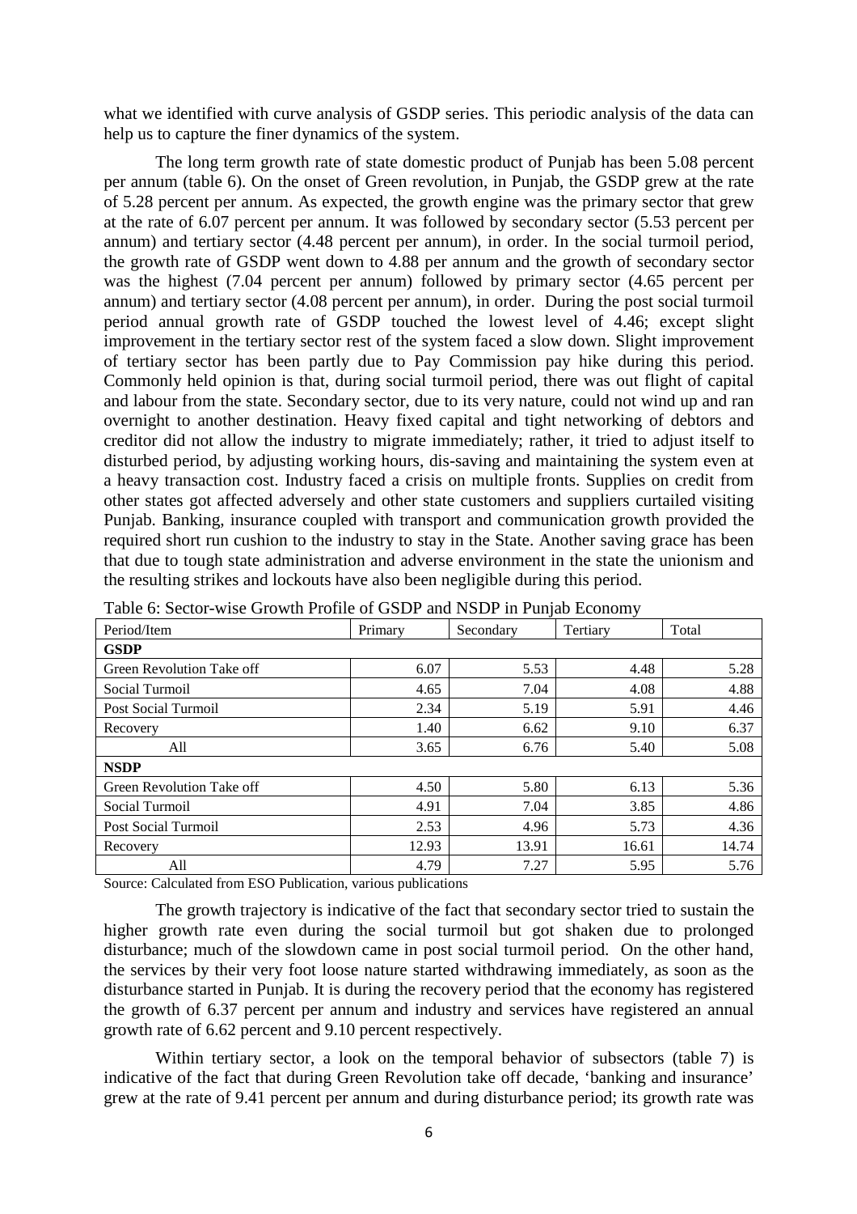what we identified with curve analysis of GSDP series. This periodic analysis of the data can help us to capture the finer dynamics of the system.

The long term growth rate of state domestic product of Punjab has been 5.08 percent per annum (table 6). On the onset of Green revolution, in Punjab, the GSDP grew at the rate of 5.28 percent per annum. As expected, the growth engine was the primary sector that grew at the rate of 6.07 percent per annum. It was followed by secondary sector (5.53 percent per annum) and tertiary sector (4.48 percent per annum), in order. In the social turmoil period, the growth rate of GSDP went down to 4.88 per annum and the growth of secondary sector was the highest (7.04 percent per annum) followed by primary sector (4.65 percent per annum) and tertiary sector (4.08 percent per annum), in order. During the post social turmoil period annual growth rate of GSDP touched the lowest level of 4.46; except slight improvement in the tertiary sector rest of the system faced a slow down. Slight improvement of tertiary sector has been partly due to Pay Commission pay hike during this period. Commonly held opinion is that, during social turmoil period, there was out flight of capital and labour from the state. Secondary sector, due to its very nature, could not wind up and ran overnight to another destination. Heavy fixed capital and tight networking of debtors and creditor did not allow the industry to migrate immediately; rather, it tried to adjust itself to disturbed period, by adjusting working hours, dis-saving and maintaining the system even at a heavy transaction cost. Industry faced a crisis on multiple fronts. Supplies on credit from other states got affected adversely and other state customers and suppliers curtailed visiting Punjab. Banking, insurance coupled with transport and communication growth provided the required short run cushion to the industry to stay in the State. Another saving grace has been that due to tough state administration and adverse environment in the state the unionism and the resulting strikes and lockouts have also been negligible during this period.

Table 6: Sector-wise Growth Profile of GSDP and NSDP in Punjab Economy

| Period/Item | Primary | Secondary | Tertiary | Total |
|---|---|---|---|---|
| **GSDP** | | | | |
| Green Revolution Take off | 6.07 | 5.53 | 4.48 | 5.28 |
| Social Turmoil | 4.65 | 7.04 | 4.08 | 4.88 |
| Post Social Turmoil | 2.34 | 5.19 | 5.91 | 4.46 |
| Recovery | 1.40 | 6.62 | 9.10 | 6.37 |
| All | 3.65 | 6.76 | 5.40 | 5.08 |
| **NSDP** | | | | |
| Green Revolution Take off | 4.50 | 5.80 | 6.13 | 5.36 |
| Social Turmoil | 4.91 | 7.04 | 3.85 | 4.86 |
| Post Social Turmoil | 2.53 | 4.96 | 5.73 | 4.36 |
| Recovery | 12.93 | 13.91 | 16.61 | 14.74 |
| All | 4.79 | 7.27 | 5.95 | 5.76 |

Source: Calculated from ESO Publication, various publications

The growth trajectory is indicative of the fact that secondary sector tried to sustain the higher growth rate even during the social turmoil but got shaken due to prolonged disturbance; much of the slowdown came in post social turmoil period. On the other hand, the services by their very foot loose nature started withdrawing immediately, as soon as the disturbance started in Punjab. It is during the recovery period that the economy has registered the growth of 6.37 percent per annum and industry and services have registered an annual growth rate of 6.62 percent and 9.10 percent respectively.

Within tertiary sector, a look on the temporal behavior of subsectors (table 7) is indicative of the fact that during Green Revolution take off decade, 'banking and insurance' grew at the rate of 9.41 percent per annum and during disturbance period; its growth rate was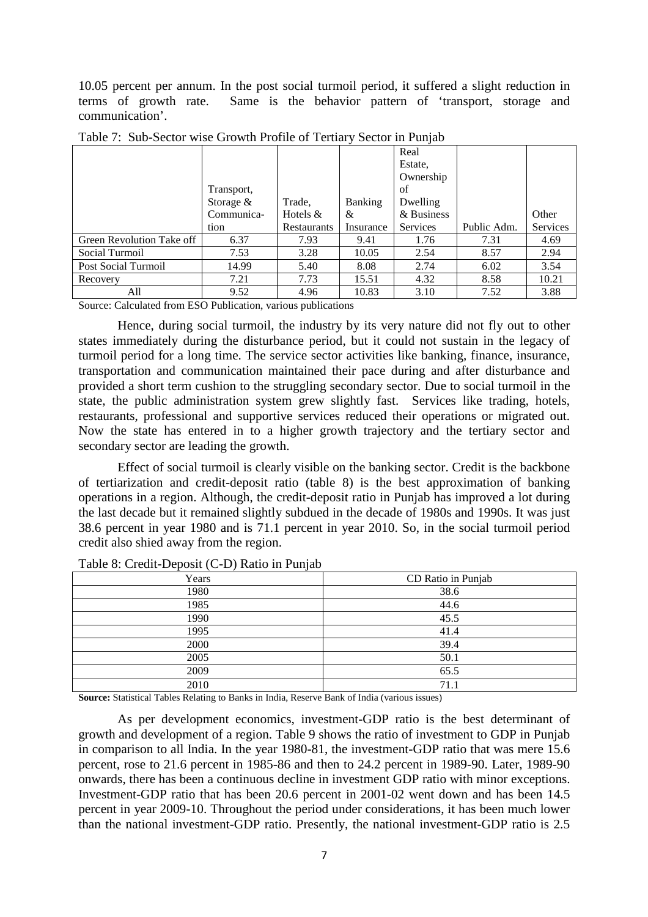10.05 percent per annum. In the post social turmoil period, it suffered a slight reduction in terms of growth rate. Same is the behavior pattern of 'transport, storage and communication'.

Table 7: Sub-Sector wise Growth Profile of Tertiary Sector in Punjab

| | Transport, Storage & Communication | Trade, Hotels & Restaurants | Banking & Insurance | Real Estate, Ownership of Dwelling & Business Services | Public Adm. | Other Services |
|---|---|---|---|---|---|---|
| Green Revolution Take off | 6.37 | 7.93 | 9.41 | 1.76 | 7.31 | 4.69 |
| Social Turmoil | 7.53 | 3.28 | 10.05 | 2.54 | 8.57 | 2.94 |
| Post Social Turmoil | 14.99 | 5.40 | 8.08 | 2.74 | 6.02 | 3.54 |
| Recovery | 7.21 | 7.73 | 15.51 | 4.32 | 8.58 | 10.21 |
| All | 9.52 | 4.96 | 10.83 | 3.10 | 7.52 | 3.88 |

Source: Calculated from ESO Publication, various publications

Hence, during social turmoil, the industry by its very nature did not fly out to other states immediately during the disturbance period, but it could not sustain in the legacy of turmoil period for a long time. The service sector activities like banking, finance, insurance, transportation and communication maintained their pace during and after disturbance and provided a short term cushion to the struggling secondary sector. Due to social turmoil in the state, the public administration system grew slightly fast. Services like trading, hotels, restaurants, professional and supportive services reduced their operations or migrated out. Now the state has entered in to a higher growth trajectory and the tertiary sector and secondary sector are leading the growth.

Effect of social turmoil is clearly visible on the banking sector. Credit is the backbone of tertiarization and credit-deposit ratio (table 8) is the best approximation of banking operations in a region. Although, the credit-deposit ratio in Punjab has improved a lot during the last decade but it remained slightly subdued in the decade of 1980s and 1990s. It was just 38.6 percent in year 1980 and is 71.1 percent in year 2010. So, in the social turmoil period credit also shied away from the region.

Table 8: Credit-Deposit (C-D) Ratio in Punjab

| Years | CD Ratio in Punjab |
|---|---|
| 1980 | 38.6 |
| 1985 | 44.6 |
| 1990 | 45.5 |
| 1995 | 41.4 |
| 2000 | 39.4 |
| 2005 | 50.1 |
| 2009 | 65.5 |
| 2010 | 71.1 |

**Source:** Statistical Tables Relating to Banks in India, Reserve Bank of India (various issues)

As per development economics, investment-GDP ratio is the best determinant of growth and development of a region. Table 9 shows the ratio of investment to GDP in Punjab in comparison to all India. In the year 1980-81, the investment-GDP ratio that was mere 15.6 percent, rose to 21.6 percent in 1985-86 and then to 24.2 percent in 1989-90. Later, 1989-90 onwards, there has been a continuous decline in investment GDP ratio with minor exceptions. Investment-GDP ratio that has been 20.6 percent in 2001-02 went down and has been 14.5 percent in year 2009-10. Throughout the period under considerations, it has been much lower than the national investment-GDP ratio. Presently, the national investment-GDP ratio is 2.5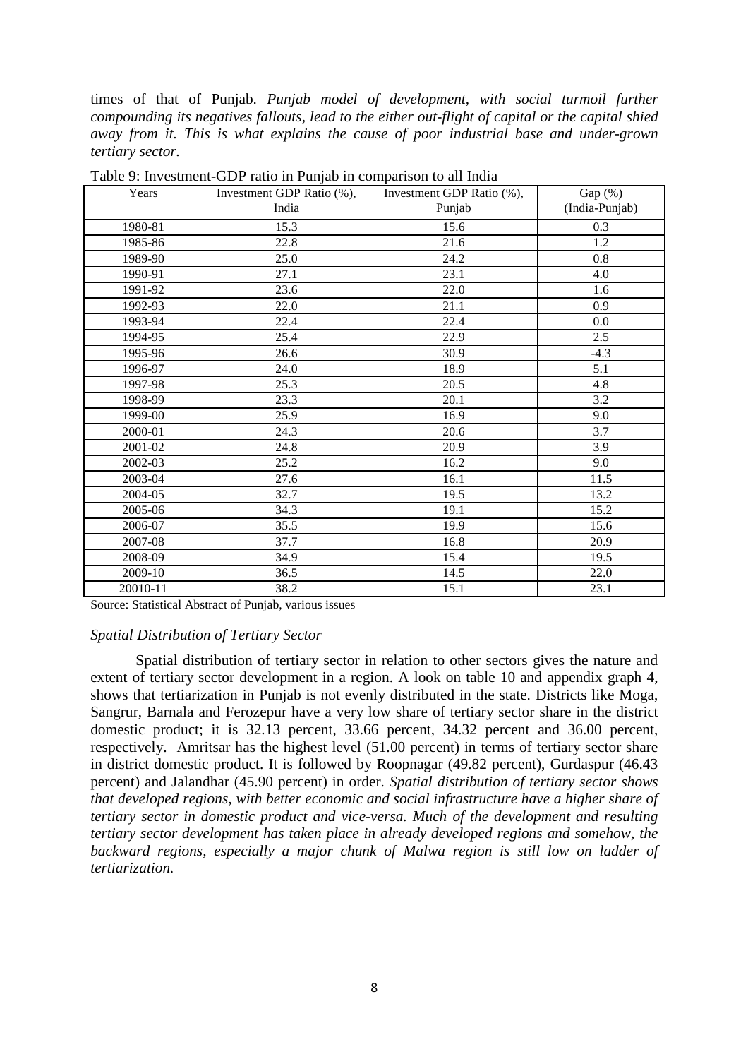times of that of Punjab. *Punjab model of development, with social turmoil further compounding its negatives fallouts, lead to the either out-flight of capital or the capital shied away from it. This is what explains the cause of poor industrial base and under-grown tertiary sector.*

Table 9: Investment-GDP ratio in Punjab in comparison to all India

| Years | Investment GDP Ratio (%), India | Investment GDP Ratio (%), Punjab | Gap (%) (India-Punjab) |
|---|---|---|---|
| 1980-81 | 15.3 | 15.6 | 0.3 |
| 1985-86 | 22.8 | 21.6 | 1.2 |
| 1989-90 | 25.0 | 24.2 | 0.8 |
| 1990-91 | 27.1 | 23.1 | 4.0 |
| 1991-92 | 23.6 | 22.0 | 1.6 |
| 1992-93 | 22.0 | 21.1 | 0.9 |
| 1993-94 | 22.4 | 22.4 | 0.0 |
| 1994-95 | 25.4 | 22.9 | 2.5 |
| 1995-96 | 26.6 | 30.9 | -4.3 |
| 1996-97 | 24.0 | 18.9 | 5.1 |
| 1997-98 | 25.3 | 20.5 | 4.8 |
| 1998-99 | 23.3 | 20.1 | 3.2 |
| 1999-00 | 25.9 | 16.9 | 9.0 |
| 2000-01 | 24.3 | 20.6 | 3.7 |
| 2001-02 | 24.8 | 20.9 | 3.9 |
| 2002-03 | 25.2 | 16.2 | 9.0 |
| 2003-04 | 27.6 | 16.1 | 11.5 |
| 2004-05 | 32.7 | 19.5 | 13.2 |
| 2005-06 | 34.3 | 19.1 | 15.2 |
| 2006-07 | 35.5 | 19.9 | 15.6 |
| 2007-08 | 37.7 | 16.8 | 20.9 |
| 2008-09 | 34.9 | 15.4 | 19.5 |
| 2009-10 | 36.5 | 14.5 | 22.0 |
| 20010-11 | 38.2 | 15.1 | 23.1 |

Source: Statistical Abstract of Punjab, various issues

*Spatial Distribution of Tertiary Sector*

Spatial distribution of tertiary sector in relation to other sectors gives the nature and extent of tertiary sector development in a region. A look on table 10 and appendix graph 4, shows that tertiarization in Punjab is not evenly distributed in the state. Districts like Moga, Sangrur, Barnala and Ferozepur have a very low share of tertiary sector share in the district domestic product; it is 32.13 percent, 33.66 percent, 34.32 percent and 36.00 percent, respectively. Amritsar has the highest level (51.00 percent) in terms of tertiary sector share in district domestic product. It is followed by Roopnagar (49.82 percent), Gurdaspur (46.43 percent) and Jalandhar (45.90 percent) in order. *Spatial distribution of tertiary sector shows that developed regions, with better economic and social infrastructure have a higher share of tertiary sector in domestic product and vice-versa. Much of the development and resulting tertiary sector development has taken place in already developed regions and somehow, the backward regions, especially a major chunk of Malwa region is still low on ladder of tertiarization.*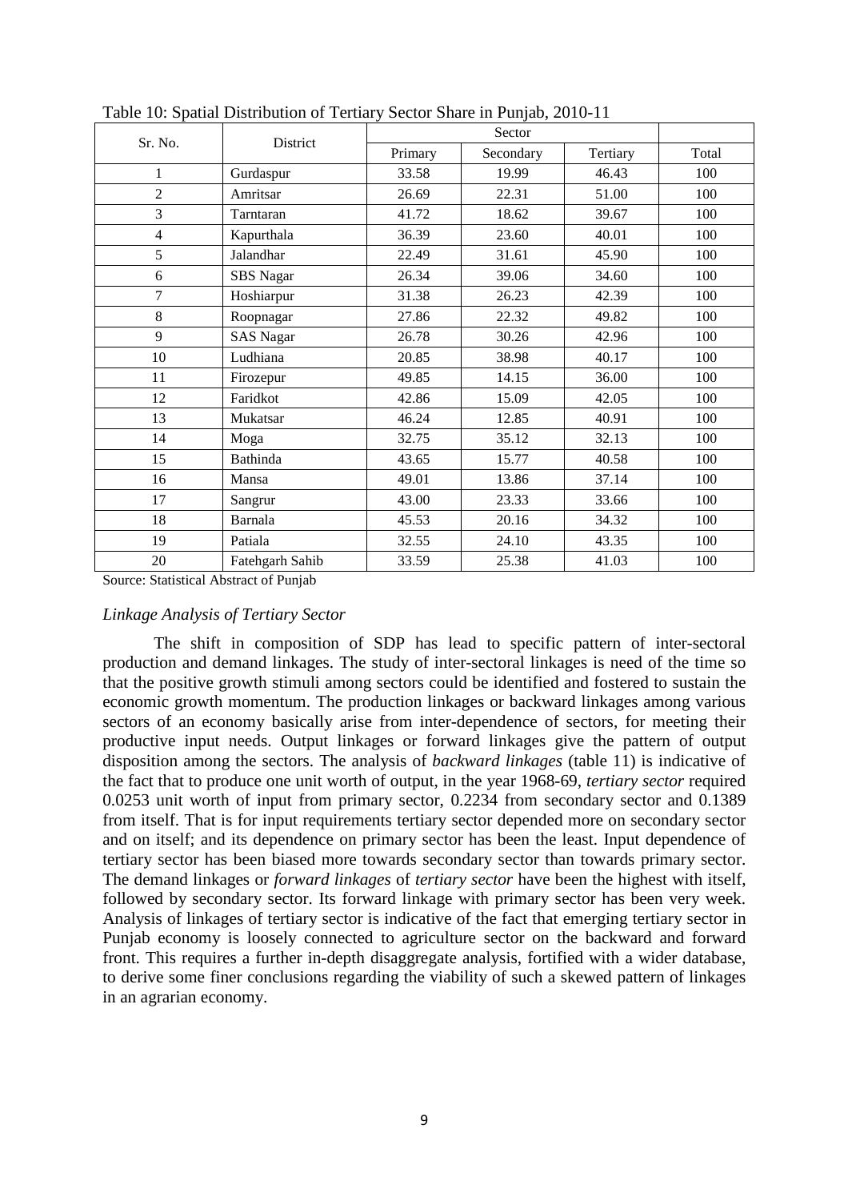Table 10: Spatial Distribution of Tertiary Sector Share in Punjab, 2010-11

| Sr. No. | District | Sector | | | Total |
|---|---|---|---|---|---|
| | | Primary | Secondary | Tertiary | |
| 1 | Gurdaspur | 33.58 | 19.99 | 46.43 | 100 |
| 2 | Amritsar | 26.69 | 22.31 | 51.00 | 100 |
| 3 | Tarntaran | 41.72 | 18.62 | 39.67 | 100 |
| 4 | Kapurthala | 36.39 | 23.60 | 40.01 | 100 |
| 5 | Jalandhar | 22.49 | 31.61 | 45.90 | 100 |
| 6 | SBS Nagar | 26.34 | 39.06 | 34.60 | 100 |
| 7 | Hoshiarpur | 31.38 | 26.23 | 42.39 | 100 |
| 8 | Roopnagar | 27.86 | 22.32 | 49.82 | 100 |
| 9 | SAS Nagar | 26.78 | 30.26 | 42.96 | 100 |
| 10 | Ludhiana | 20.85 | 38.98 | 40.17 | 100 |
| 11 | Firozepur | 49.85 | 14.15 | 36.00 | 100 |
| 12 | Faridkot | 42.86 | 15.09 | 42.05 | 100 |
| 13 | Mukatsar | 46.24 | 12.85 | 40.91 | 100 |
| 14 | Moga | 32.75 | 35.12 | 32.13 | 100 |
| 15 | Bathinda | 43.65 | 15.77 | 40.58 | 100 |
| 16 | Mansa | 49.01 | 13.86 | 37.14 | 100 |
| 17 | Sangrur | 43.00 | 23.33 | 33.66 | 100 |
| 18 | Barnala | 45.53 | 20.16 | 34.32 | 100 |
| 19 | Patiala | 32.55 | 24.10 | 43.35 | 100 |
| 20 | Fatehgarh Sahib | 33.59 | 25.38 | 41.03 | 100 |

Source: Statistical Abstract of Punjab

### *Linkage Analysis of Tertiary Sector*

The shift in composition of SDP has lead to specific pattern of inter-sectoral production and demand linkages. The study of inter-sectoral linkages is need of the time so that the positive growth stimuli among sectors could be identified and fostered to sustain the economic growth momentum. The production linkages or backward linkages among various sectors of an economy basically arise from inter-dependence of sectors, for meeting their productive input needs. Output linkages or forward linkages give the pattern of output disposition among the sectors. The analysis of *backward linkages* (table 11) is indicative of the fact that to produce one unit worth of output, in the year 1968-69, *tertiary sector* required 0.0253 unit worth of input from primary sector, 0.2234 from secondary sector and 0.1389 from itself. That is for input requirements tertiary sector depended more on secondary sector and on itself; and its dependence on primary sector has been the least. Input dependence of tertiary sector has been biased more towards secondary sector than towards primary sector. The demand linkages or *forward linkages* of *tertiary sector* have been the highest with itself, followed by secondary sector. Its forward linkage with primary sector has been very week. Analysis of linkages of tertiary sector is indicative of the fact that emerging tertiary sector in Punjab economy is loosely connected to agriculture sector on the backward and forward front. This requires a further in-depth disaggregate analysis, fortified with a wider database, to derive some finer conclusions regarding the viability of such a skewed pattern of linkages in an agrarian economy.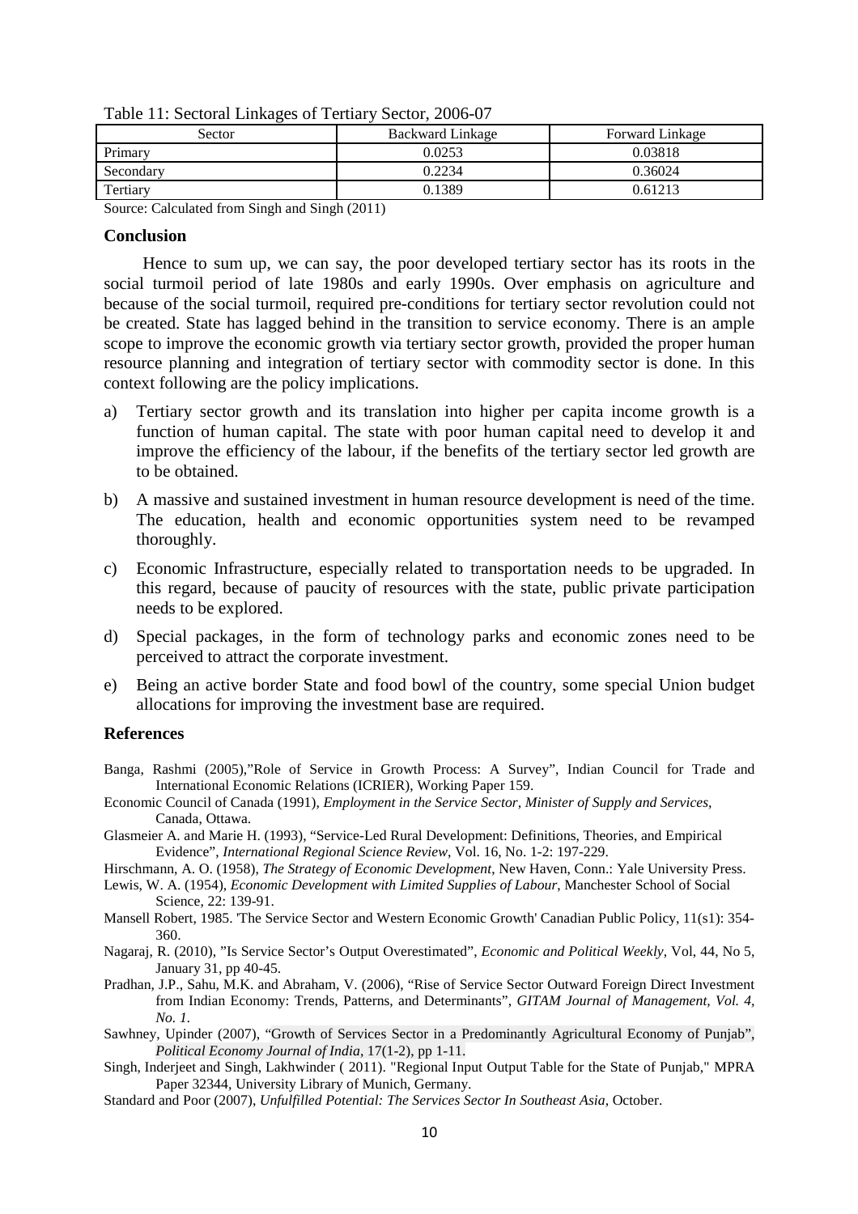Table 11: Sectoral Linkages of Tertiary Sector, 2006-07

| Sector | Backward Linkage | Forward Linkage |
| --- | --- | --- |
| Primary | 0.0253 | 0.03818 |
| Secondary | 0.2234 | 0.36024 |
| Tertiary | 0.1389 | 0.61213 |

Source: Calculated from Singh and Singh (2011)

## Conclusion

Hence to sum up, we can say, the poor developed tertiary sector has its roots in the social turmoil period of late 1980s and early 1990s. Over emphasis on agriculture and because of the social turmoil, required pre-conditions for tertiary sector revolution could not be created. State has lagged behind in the transition to service economy. There is an ample scope to improve the economic growth via tertiary sector growth, provided the proper human resource planning and integration of tertiary sector with commodity sector is done. In this context following are the policy implications.

a) Tertiary sector growth and its translation into higher per capita income growth is a function of human capital. The state with poor human capital need to develop it and improve the efficiency of the labour, if the benefits of the tertiary sector led growth are to be obtained.

b) A massive and sustained investment in human resource development is need of the time. The education, health and economic opportunities system need to be revamped thoroughly.

c) Economic Infrastructure, especially related to transportation needs to be upgraded. In this regard, because of paucity of resources with the state, public private participation needs to be explored.

d) Special packages, in the form of technology parks and economic zones need to be perceived to attract the corporate investment.

e) Being an active border State and food bowl of the country, some special Union budget allocations for improving the investment base are required.

## References

Banga, Rashmi (2005),"Role of Service in Growth Process: A Survey", Indian Council for Trade and International Economic Relations (ICRIER), Working Paper 159.

Economic Council of Canada (1991), *Employment in the Service Sector, Minister of Supply and Services,* Canada, Ottawa.

Glasmeier A. and Marie H. (1993), "Service-Led Rural Development: Definitions, Theories, and Empirical Evidence", *International Regional Science Review*, Vol. 16, No. 1-2: 197-229.

Hirschmann, A. O. (1958), *The Strategy of Economic Development*, New Haven, Conn.: Yale University Press.

Lewis, W. A. (1954), *Economic Development with Limited Supplies of Labour*, Manchester School of Social Science, 22: 139-91.

Mansell Robert, 1985. 'The Service Sector and Western Economic Growth' Canadian Public Policy, 11(s1): 354-360.

Nagaraj, R. (2010), "Is Service Sector's Output Overestimated", *Economic and Political Weekly*, Vol, 44, No 5, January 31, pp 40-45.

Pradhan, J.P., Sahu, M.K. and Abraham, V. (2006), "Rise of Service Sector Outward Foreign Direct Investment from Indian Economy: Trends, Patterns, and Determinants", *GITAM Journal of Management, Vol. 4, No. 1.*

Sawhney, Upinder (2007), "Growth of Services Sector in a Predominantly Agricultural Economy of Punjab", *Political Economy Journal of India*, 17(1-2), pp 1-11.

Singh, Inderjeet and Singh, Lakhwinder ( 2011). "Regional Input Output Table for the State of Punjab," MPRA Paper 32344, University Library of Munich, Germany.

Standard and Poor (2007), *Unfulfilled Potential: The Services Sector In Southeast Asia*, October.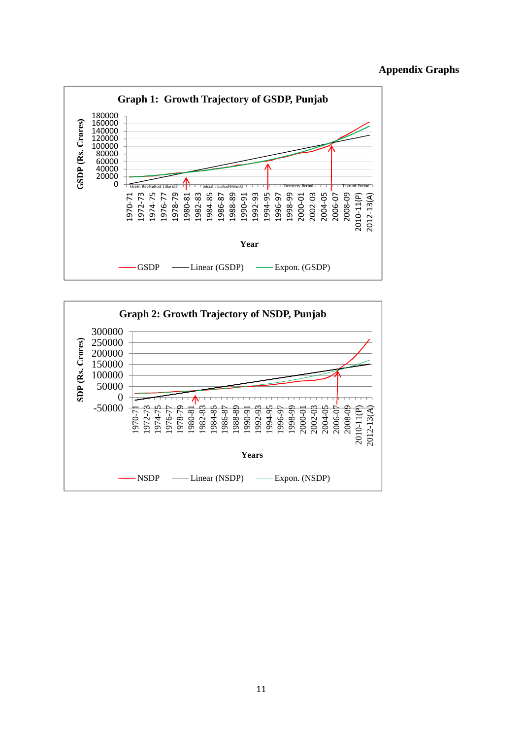**Appendix Graphs**

**Graph 1: Growth Trajectory of GSDP, Punjab**

**Graph 2: Growth Trajectory of NSDP, Punjab**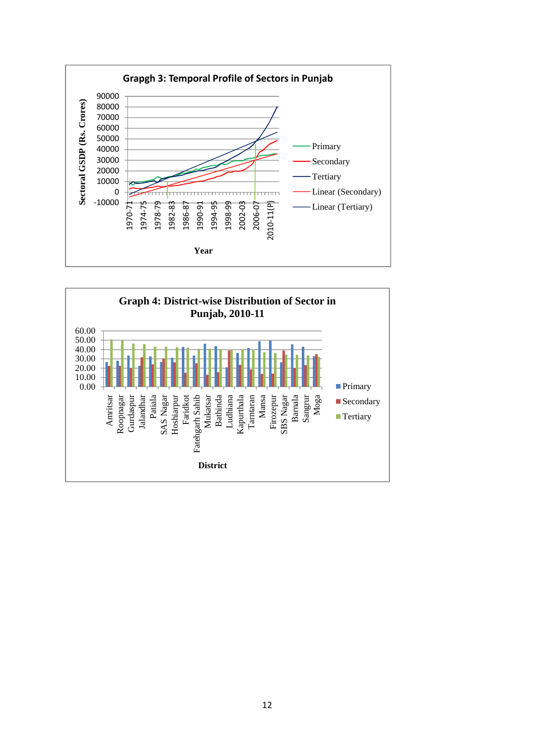**Grapgh 3: Temporal Profile of Sectors in Punjab**

Sectoral GSDP (Rs. Crores)

90000
80000
70000
60000
50000
40000
30000
20000
10000
0
-10000

1970-71 1974-75 1978-79 1982-83 1986-87 1990-91 1994-95 1998-99 2002-03 2006-07 2010-11(P)

Year

Primary
Secondary
Tertiary
Linear (Secondary)
Linear (Tertiary)

**Graph 4: District-wise Distribution of Sector in Punjab, 2010-11**

60.00
50.00
40.00
30.00
20.00
10.00
0.00

Amritsar Roopnagar Gurdaspur Jalandhar Patiala SAS Nagar Hoshiarpur Faridkot Fatehgarh Sahib Mukatsar Bathinda Ludhiana Kapurthala Tarntaran Mansa Firozepur SBS Nagar Barnala Sangrur Moga

District

Primary
Secondary
Tertiary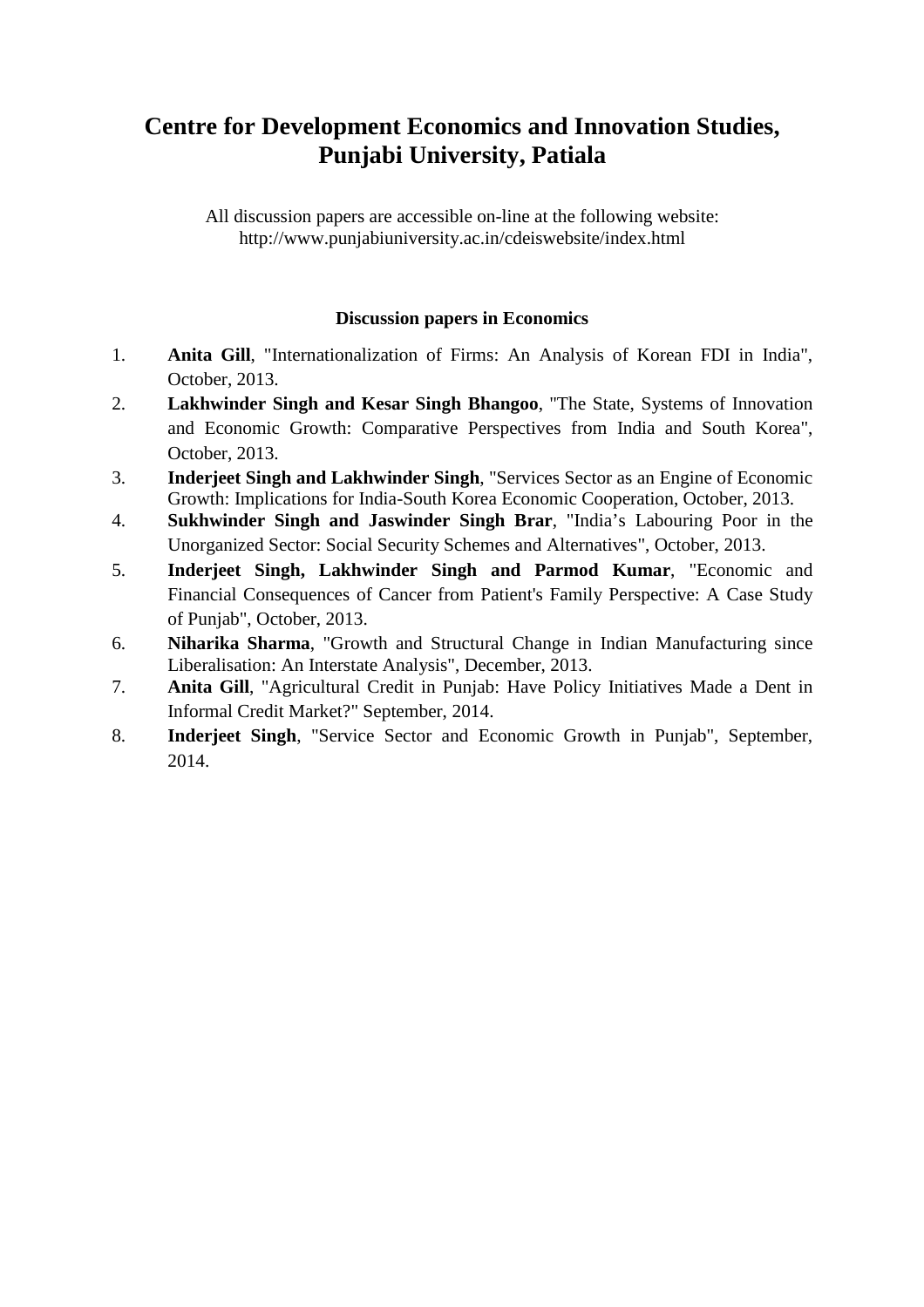# Centre for Development Economics and Innovation Studies, Punjabi University, Patiala

All discussion papers are accessible on-line at the following website:
http://www.punjabiuniversity.ac.in/cdeiswebsite/index.html

### Discussion papers in Economics

1. **Anita Gill**, "Internationalization of Firms: An Analysis of Korean FDI in India", October, 2013.
2. **Lakhwinder Singh and Kesar Singh Bhangoo**, "The State, Systems of Innovation and Economic Growth: Comparative Perspectives from India and South Korea", October, 2013.
3. **Inderjeet Singh and Lakhwinder Singh**, "Services Sector as an Engine of Economic Growth: Implications for India-South Korea Economic Cooperation, October, 2013.
4. **Sukhwinder Singh and Jaswinder Singh Brar**, "India's Labouring Poor in the Unorganized Sector: Social Security Schemes and Alternatives", October, 2013.
5. **Inderjeet Singh, Lakhwinder Singh and Parmod Kumar**, "Economic and Financial Consequences of Cancer from Patient's Family Perspective: A Case Study of Punjab", October, 2013.
6. **Niharika Sharma**, "Growth and Structural Change in Indian Manufacturing since Liberalisation: An Interstate Analysis", December, 2013.
7. **Anita Gill**, "Agricultural Credit in Punjab: Have Policy Initiatives Made a Dent in Informal Credit Market?" September, 2014.
8. **Inderjeet Singh**, "Service Sector and Economic Growth in Punjab", September, 2014.